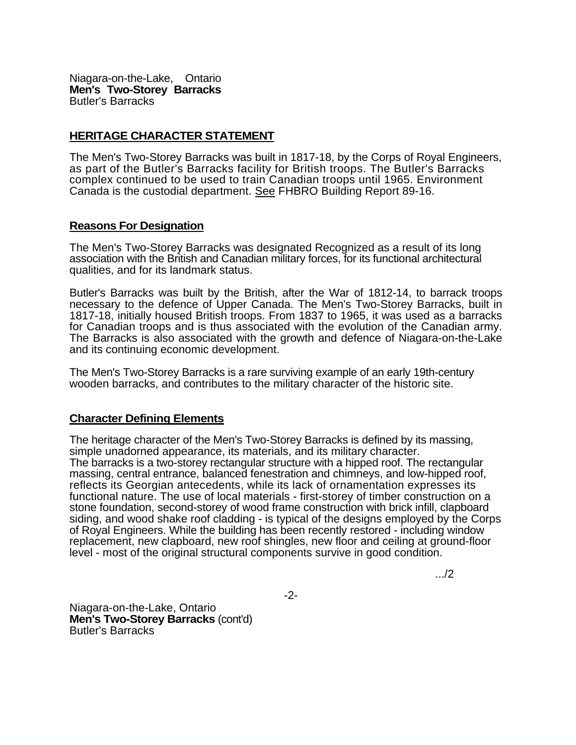Niagara-on-the-Lake, Ontario
**Men's Two-Storey Barracks**
Butler's Barracks

## HERITAGE CHARACTER STATEMENT

The Men's Two-Storey Barracks was built in 1817-18, by the Corps of Royal Engineers, as part of the Butler's Barracks facility for British troops. The Butler's Barracks complex continued to be used to train Canadian troops until 1965. Environment Canada is the custodial department. See FHBRO Building Report 89-16.

### Reasons For Designation

The Men's Two-Storey Barracks was designated Recognized as a result of its long association with the British and Canadian military forces, for its functional architectural qualities, and for its landmark status.

Butler's Barracks was built by the British, after the War of 1812-14, to barrack troops necessary to the defence of Upper Canada. The Men's Two-Storey Barracks, built in 1817-18, initially housed British troops. From 1837 to 1965, it was used as a barracks for Canadian troops and is thus associated with the evolution of the Canadian army. The Barracks is also associated with the growth and defence of Niagara-on-the-Lake and its continuing economic development.

The Men's Two-Storey Barracks is a rare surviving example of an early 19th-century wooden barracks, and contributes to the military character of the historic site.

### Character Defining Elements

The heritage character of the Men's Two-Storey Barracks is defined by its massing, simple unadorned appearance, its materials, and its military character.
The barracks is a two-storey rectangular structure with a hipped roof. The rectangular massing, central entrance, balanced fenestration and chimneys, and low-hipped roof, reflects its Georgian antecedents, while its lack of ornamentation expresses its functional nature. The use of local materials - first-storey of timber construction on a stone foundation, second-storey of wood frame construction with brick infill, clapboard siding, and wood shake roof cladding - is typical of the designs employed by the Corps of Royal Engineers. While the building has been recently restored - including window replacement, new clapboard, new roof shingles, new floor and ceiling at ground-floor level - most of the original structural components survive in good condition.

.../2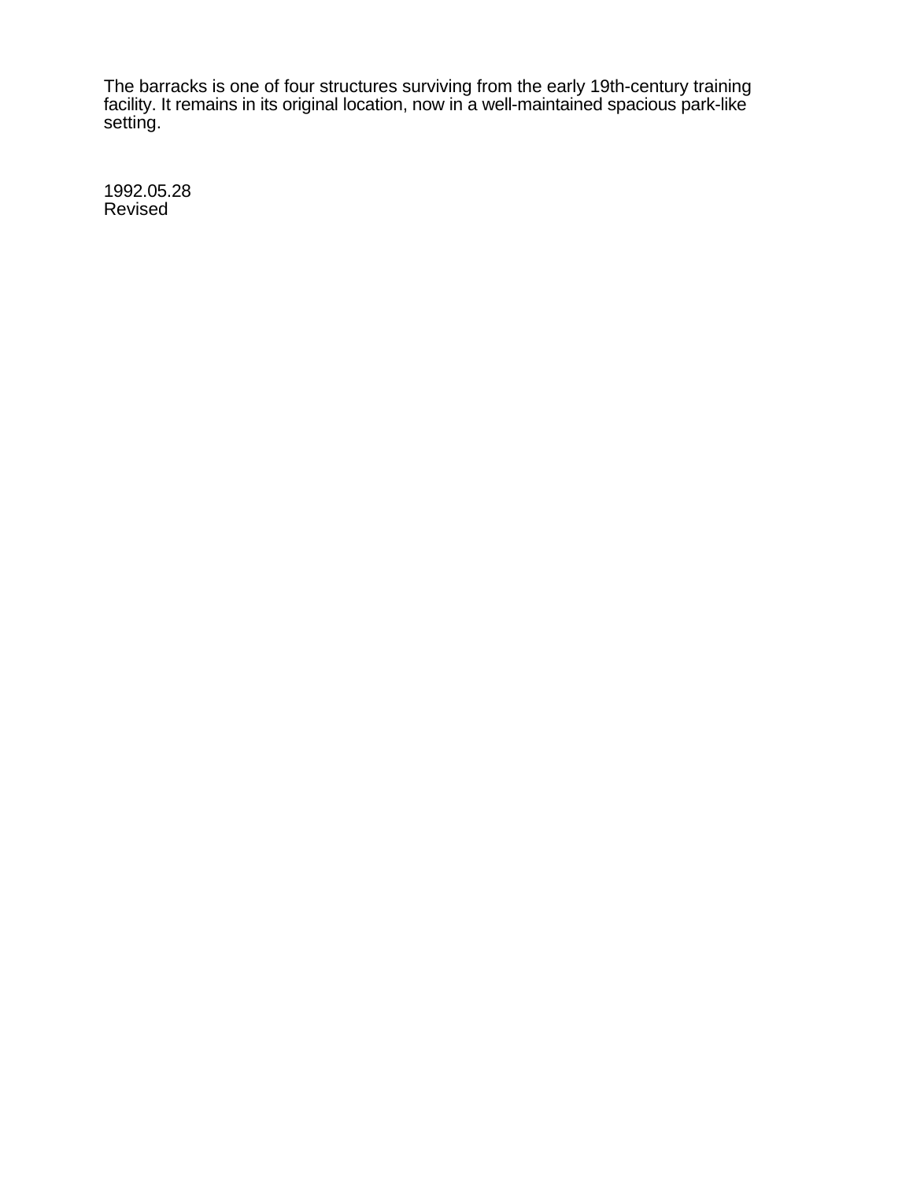The barracks is one of four structures surviving from the early 19th-century training facility. It remains in its original location, now in a well-maintained spacious park-like setting.

1992.05.28
Revised